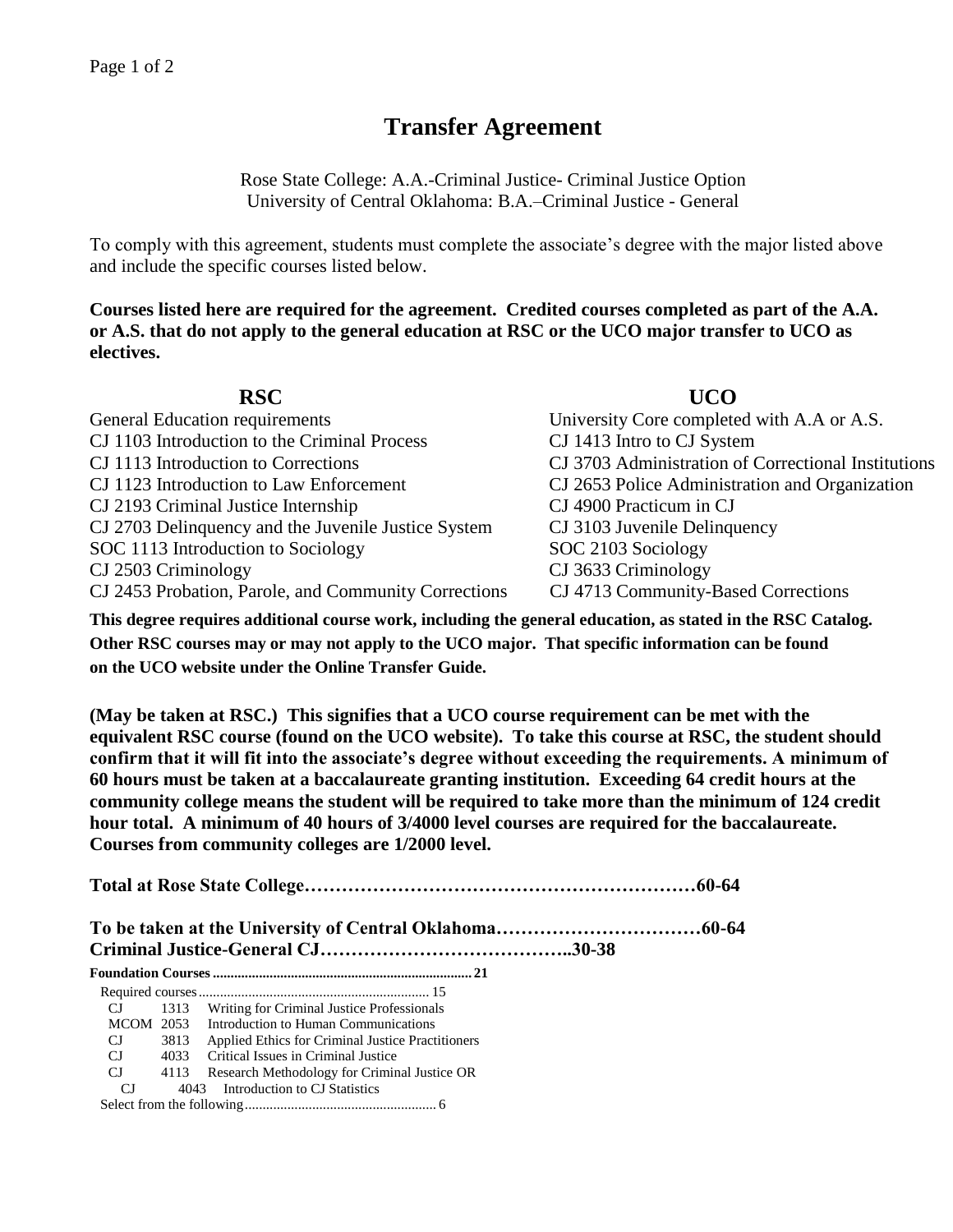# Transfer Agreement

Rose State College: A.A.-Criminal Justice- Criminal Justice Option
University of Central Oklahoma: B.A.–Criminal Justice - General

To comply with this agreement, students must complete the associate's degree with the major listed above and include the specific courses listed below.

**Courses listed here are required for the agreement. Credited courses completed as part of the A.A. or A.S. that do not apply to the general education at RSC or the UCO major transfer to UCO as electives.**

| RSC | UCO |
|---|---|
| General Education requirements | University Core completed with A.A or A.S. |
| CJ 1103 Introduction to the Criminal Process | CJ 1413 Intro to CJ System |
| CJ 1113 Introduction to Corrections | CJ 3703 Administration of Correctional Institutions |
| CJ 1123 Introduction to Law Enforcement | CJ 2653 Police Administration and Organization |
| CJ 2193 Criminal Justice Internship | CJ 4900 Practicum in CJ |
| CJ 2703 Delinquency and the Juvenile Justice System | CJ 3103 Juvenile Delinquency |
| SOC 1113 Introduction to Sociology | SOC 2103 Sociology |
| CJ 2503 Criminology | CJ 3633 Criminology |
| CJ 2453 Probation, Parole, and Community Corrections | CJ 4713 Community-Based Corrections |

**This degree requires additional course work, including the general education, as stated in the RSC Catalog. Other RSC courses may or may not apply to the UCO major. That specific information can be found on the UCO website under the Online Transfer Guide.**

**(May be taken at RSC.) This signifies that a UCO course requirement can be met with the equivalent RSC course (found on the UCO website). To take this course at RSC, the student should confirm that it will fit into the associate's degree without exceeding the requirements. A minimum of 60 hours must be taken at a baccalaureate granting institution. Exceeding 64 credit hours at the community college means the student will be required to take more than the minimum of 124 credit hour total. A minimum of 40 hours of 3/4000 level courses are required for the baccalaureate. Courses from community colleges are 1/2000 level.**

**Total at Rose State College……………………………………………………60-64**

**To be taken at the University of Central Oklahoma……………………………60-64**
**Criminal Justice-General CJ…………………………………..30-38**

**Foundation Courses ........................................................................ 21**

Required courses................................................................ 15

| | | |
|---|---|---|
| CJ | 1313 | Writing for Criminal Justice Professionals |
| MCOM | 2053 | Introduction to Human Communications |
| CJ | 3813 | Applied Ethics for Criminal Justice Practitioners |
| CJ | 4033 | Critical Issues in Criminal Justice |
| CJ | 4113 | Research Methodology for Criminal Justice OR |
| CJ | 4043 | Introduction to CJ Statistics |

Select from the following..................................................... 6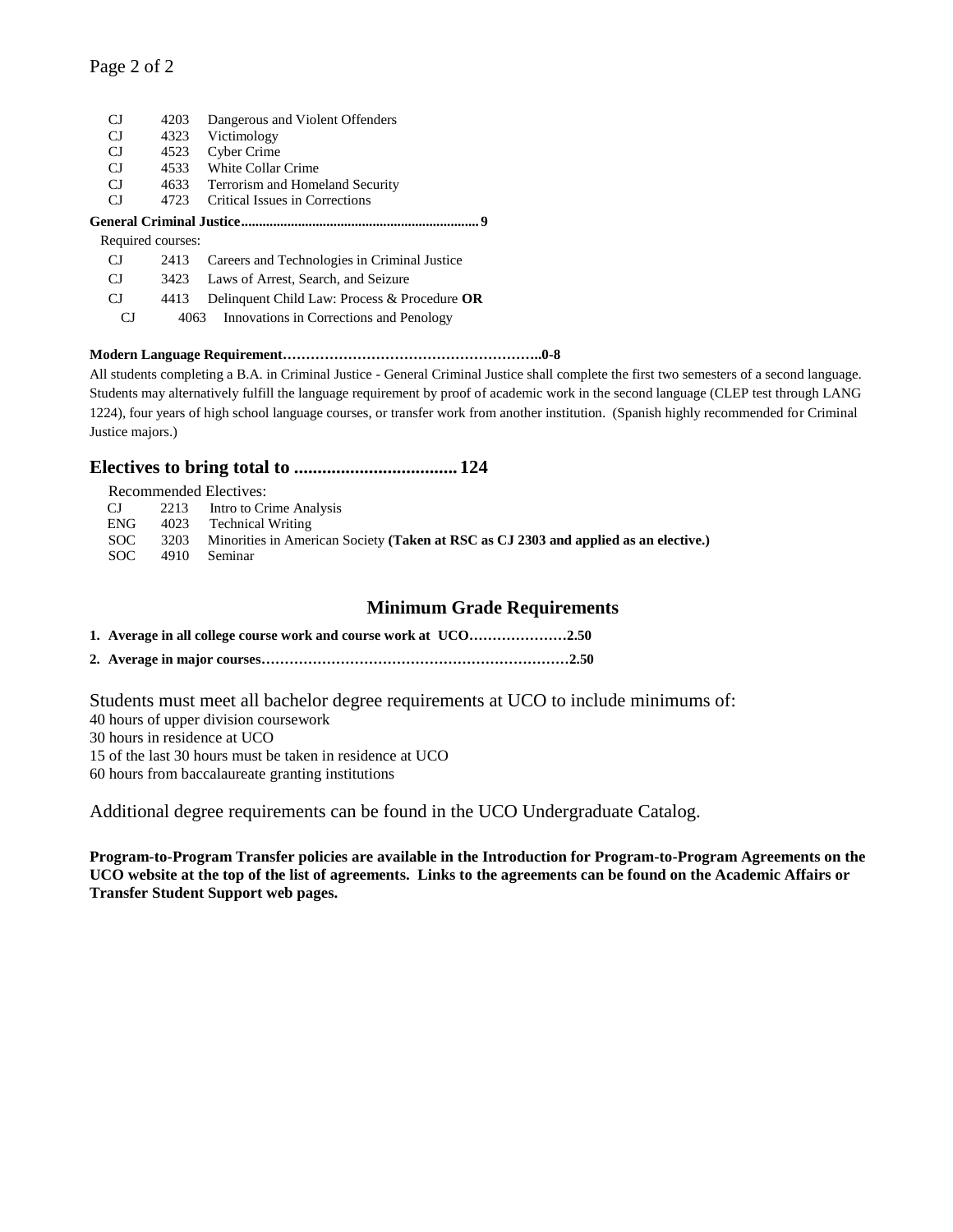| | | |
|---|---|---|
| CJ | 4203 | Dangerous and Violent Offenders |
| CJ | 4323 | Victimology |
| CJ | 4523 | Cyber Crime |
| CJ | 4533 | White Collar Crime |
| CJ | 4633 | Terrorism and Homeland Security |
| CJ | 4723 | Critical Issues in Corrections |

**General Criminal Justice.................................................................. 9**

Required courses:

| | | |
|---|---|---|
| CJ | 2413 | Careers and Technologies in Criminal Justice |
| CJ | 3423 | Laws of Arrest, Search, and Seizure |
| CJ | 4413 | Delinquent Child Law: Process & Procedure **OR** |
| CJ | 4063 | Innovations in Corrections and Penology |

**Modern Language Requirement………………………………………………..0-8**

All students completing a B.A. in Criminal Justice - General Criminal Justice shall complete the first two semesters of a second language. Students may alternatively fulfill the language requirement by proof of academic work in the second language (CLEP test through LANG 1224), four years of high school language courses, or transfer work from another institution. (Spanish highly recommended for Criminal Justice majors.)

## Electives to bring total to ................................... 124

Recommended Electives:

| | | |
|---|---|---|
| CJ | 2213 | Intro to Crime Analysis |
| ENG | 4023 | Technical Writing |
| SOC | 3203 | Minorities in American Society **(Taken at RSC as CJ 2303 and applied as an elective.)** |
| SOC | 4910 | Seminar |

## Minimum Grade Requirements

1. **Average in all college course work and course work at UCO…………………2.50**
2. **Average in major courses…………………………………………………………2.50**

Students must meet all bachelor degree requirements at UCO to include minimums of:

40 hours of upper division coursework
30 hours in residence at UCO
15 of the last 30 hours must be taken in residence at UCO
60 hours from baccalaureate granting institutions

Additional degree requirements can be found in the UCO Undergraduate Catalog.

**Program-to-Program Transfer policies are available in the Introduction for Program-to-Program Agreements on the UCO website at the top of the list of agreements. Links to the agreements can be found on the Academic Affairs or Transfer Student Support web pages.**